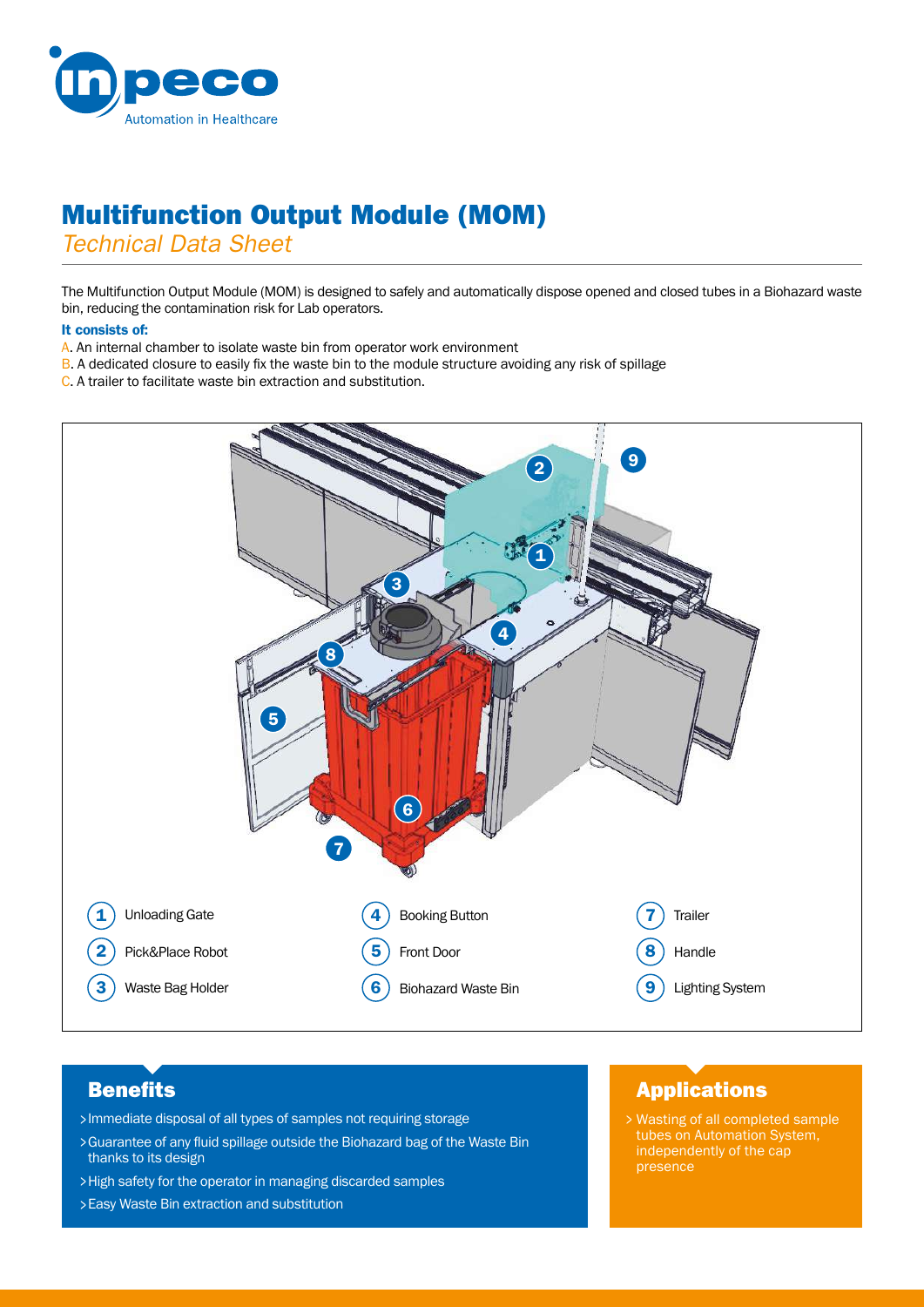# Multifunction Output Module (MOM)

*Technical Data Sheet*

The Multifunction Output Module (MOM) is designed to safely and automatically dispose opened and closed tubes in a Biohazard waste bin, reducing the contamination risk for Lab operators.

**It consists of:**

A. An internal chamber to isolate waste bin from operator work environment
B. A dedicated closure to easily fix the waste bin to the module structure avoiding any risk of spillage
C. A trailer to facilitate waste bin extraction and substitution.

1. Unloading Gate
2. Pick&Place Robot
3. Waste Bag Holder
4. Booking Button
5. Front Door
6. Biohazard Waste Bin
7. Trailer
8. Handle
9. Lighting System

## Benefits

- Immediate disposal of all types of samples not requiring storage
- Guarantee of any fluid spillage outside the Biohazard bag of the Waste Bin thanks to its design
- High safety for the operator in managing discarded samples
- Easy Waste Bin extraction and substitution

## Applications

- Wasting of all completed sample tubes on Automation System, independently of the cap presence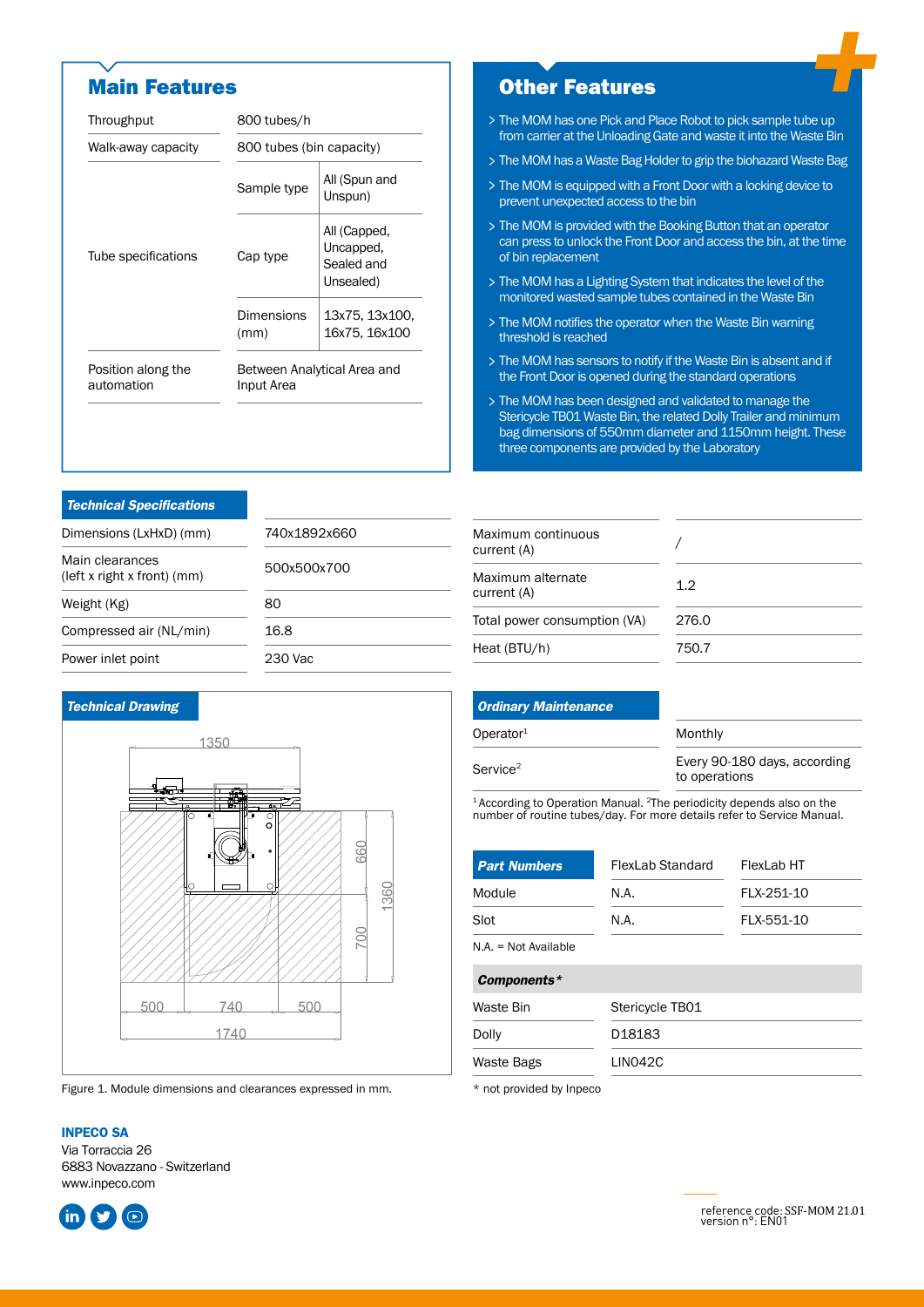## Main Features

| | | |
|---|---|---|
| Throughput | 800 tubes/h | |
| Walk-away capacity | 800 tubes (bin capacity) | |
| Tube specifications | Sample type | All (Spun and Unspun) |
| | Cap type | All (Capped, Uncapped, Sealed and Unsealed) |
| | Dimensions (mm) | 13x75, 13x100, 16x75, 16x100 |
| Position along the automation | Between Analytical Area and Input Area | |

## Other Features

- The MOM has one Pick and Place Robot to pick sample tube up from carrier at the Unloading Gate and waste it into the Waste Bin
- The MOM has a Waste Bag Holder to grip the biohazard Waste Bag
- The MOM is equipped with a Front Door with a locking device to prevent unexpected access to the bin
- The MOM is provided with the Booking Button that an operator can press to unlock the Front Door and access the bin, at the time of bin replacement
- The MOM has a Lighting System that indicates the level of the monitored wasted sample tubes contained in the Waste Bin
- The MOM notifies the operator when the Waste Bin warning threshold is reached
- The MOM has sensors to notify if the Waste Bin is absent and if the Front Door is opened during the standard operations
- The MOM has been designed and validated to manage the Stericycle TB01 Waste Bin, the related Dolly Trailer and minimum bag dimensions of 550mm diameter and 1150mm height. These three components are provided by the Laboratory

### *Technical Specifications*

| | |
|---|---|
| Dimensions (LxHxD) (mm) | 740x1892x660 |
| Main clearances (left x right x front) (mm) | 500x500x700 |
| Weight (Kg) | 80 |
| Compressed air (NL/min) | 16.8 |
| Power inlet point | 230 Vac |
| Maximum continuous current (A) | / |
| Maximum alternate current (A) | 1.2 |
| Total power consumption (VA) | 276.0 |
| Heat (BTU/h) | 750.7 |

### *Technical Drawing*

1350

660

1360

700

500 740 500

1740

Figure 1. Module dimensions and clearances expressed in mm.

### *Ordinary Maintenance*

| | |
|---|---|
| Operator[1] | Monthly |
| Service[2] | Every 90-180 days, according to operations |

[1] According to Operation Manual. [2] The periodicity depends also on the number of routine tubes/day. For more details refer to Service Manual.

| *Part Numbers* | FlexLab Standard | FlexLab HT |
|---|---|---|
| Module | N.A. | FLX-251-10 |
| Slot | N.A. | FLX-551-10 |

N.A. = Not Available

| *Components** | |
|---|---|
| Waste Bin | Stericycle TB01 |
| Dolly | D18183 |
| Waste Bags | LIN042C |

* not provided by Inpeco

**INPECO SA**
Via Torraccia 26
6883 Novazzano - Switzerland
www.inpeco.com

reference code: SSF-MOM 21.01
version n°: EN01